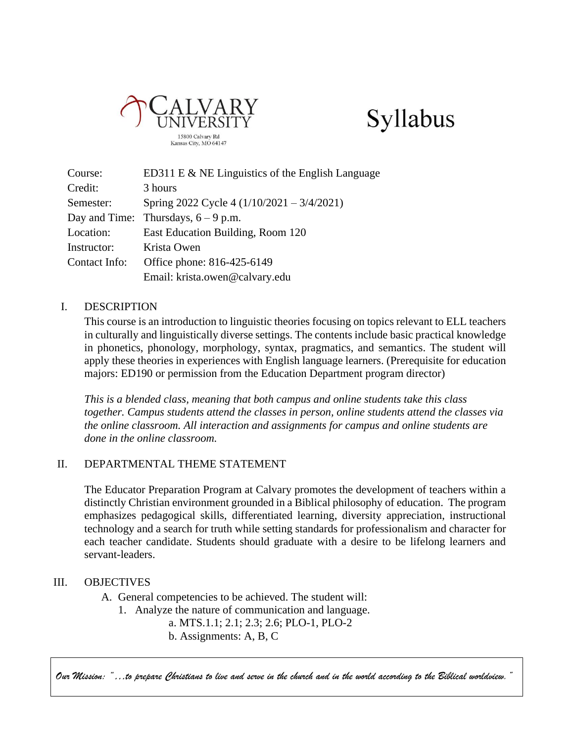CALVARY UNIVERSITY
15800 Calvary Rd
Kansas City, MO 64147

# Syllabus

| | |
|---|---|
| Course: | ED311 E & NE Linguistics of the English Language |
| Credit: | 3 hours |
| Semester: | Spring 2022 Cycle 4 (1/10/2021 – 3/4/2021) |
| Day and Time: | Thursdays, 6 – 9 p.m. |
| Location: | East Education Building, Room 120 |
| Instructor: | Krista Owen |
| Contact Info: | Office phone: 816-425-6149 |
| | Email: krista.owen@calvary.edu |

## I. DESCRIPTION

This course is an introduction to linguistic theories focusing on topics relevant to ELL teachers in culturally and linguistically diverse settings. The contents include basic practical knowledge in phonetics, phonology, morphology, syntax, pragmatics, and semantics. The student will apply these theories in experiences with English language learners. (Prerequisite for education majors: ED190 or permission from the Education Department program director)

*This is a blended class, meaning that both campus and online students take this class together. Campus students attend the classes in person, online students attend the classes via the online classroom. All interaction and assignments for campus and online students are done in the online classroom.*

## II. DEPARTMENTAL THEME STATEMENT

The Educator Preparation Program at Calvary promotes the development of teachers within a distinctly Christian environment grounded in a Biblical philosophy of education. The program emphasizes pedagogical skills, differentiated learning, diversity appreciation, instructional technology and a search for truth while setting standards for professionalism and character for each teacher candidate. Students should graduate with a desire to be lifelong learners and servant-leaders.

## III. OBJECTIVES

A. General competencies to be achieved. The student will:

1. Analyze the nature of communication and language.
   a. MTS.1.1; 2.1; 2.3; 2.6; PLO-1, PLO-2
   b. Assignments: A, B, C

*Our Mission: "...to prepare Christians to live and serve in the church and in the world according to the Biblical worldview."*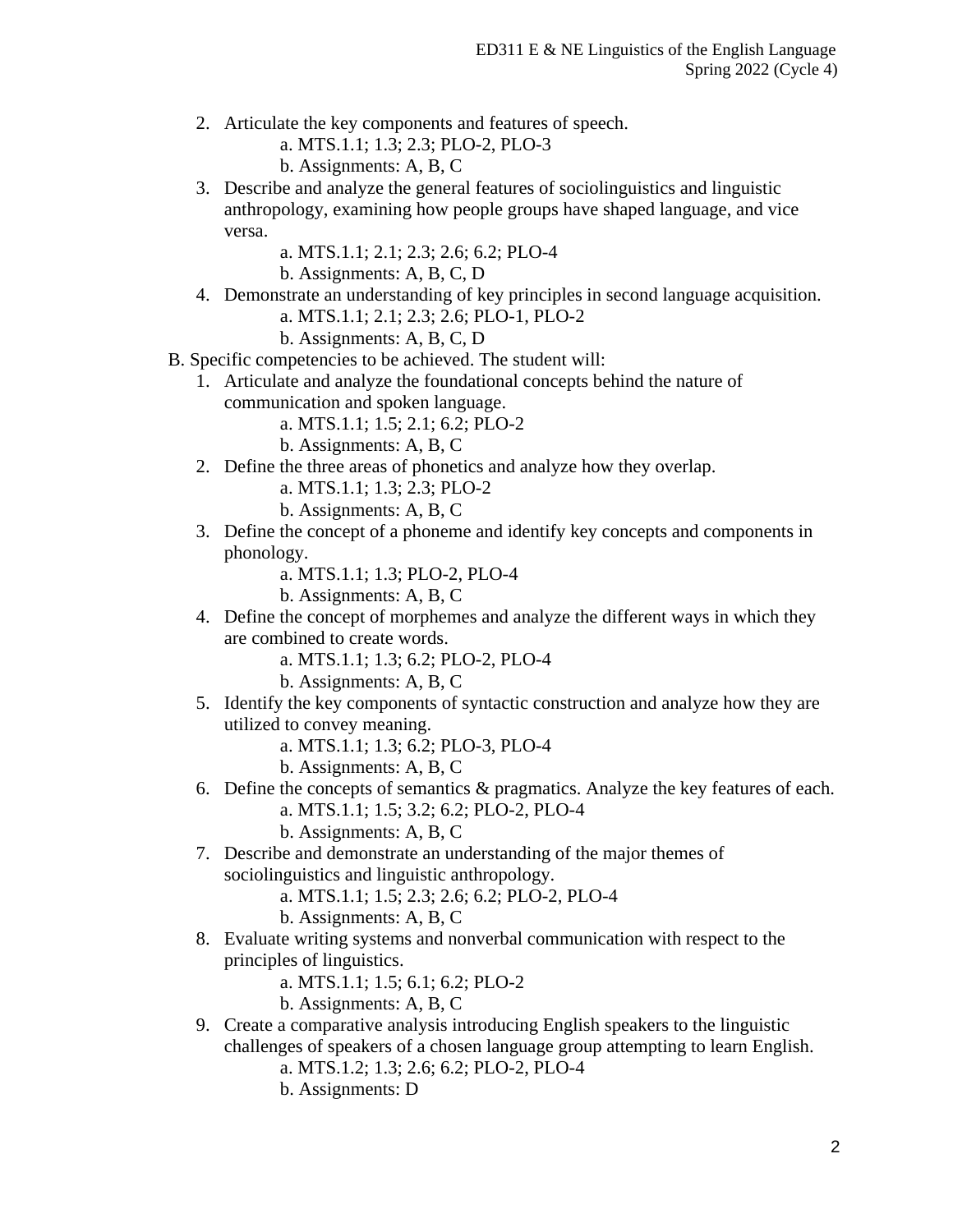2. Articulate the key components and features of speech.
    a. MTS.1.1; 1.3; 2.3; PLO-2, PLO-3
    b. Assignments: A, B, C
3. Describe and analyze the general features of sociolinguistics and linguistic anthropology, examining how people groups have shaped language, and vice versa.
    a. MTS.1.1; 2.1; 2.3; 2.6; 6.2; PLO-4
    b. Assignments: A, B, C, D
4. Demonstrate an understanding of key principles in second language acquisition.
    a. MTS.1.1; 2.1; 2.3; 2.6; PLO-1, PLO-2
    b. Assignments: A, B, C, D

B. Specific competencies to be achieved. The student will:

1. Articulate and analyze the foundational concepts behind the nature of communication and spoken language.
    a. MTS.1.1; 1.5; 2.1; 6.2; PLO-2
    b. Assignments: A, B, C
2. Define the three areas of phonetics and analyze how they overlap.
    a. MTS.1.1; 1.3; 2.3; PLO-2
    b. Assignments: A, B, C
3. Define the concept of a phoneme and identify key concepts and components in phonology.
    a. MTS.1.1; 1.3; PLO-2, PLO-4
    b. Assignments: A, B, C
4. Define the concept of morphemes and analyze the different ways in which they are combined to create words.
    a. MTS.1.1; 1.3; 6.2; PLO-2, PLO-4
    b. Assignments: A, B, C
5. Identify the key components of syntactic construction and analyze how they are utilized to convey meaning.
    a. MTS.1.1; 1.3; 6.2; PLO-3, PLO-4
    b. Assignments: A, B, C
6. Define the concepts of semantics & pragmatics. Analyze the key features of each.
    a. MTS.1.1; 1.5; 3.2; 6.2; PLO-2, PLO-4
    b. Assignments: A, B, C
7. Describe and demonstrate an understanding of the major themes of sociolinguistics and linguistic anthropology.
    a. MTS.1.1; 1.5; 2.3; 2.6; 6.2; PLO-2, PLO-4
    b. Assignments: A, B, C
8. Evaluate writing systems and nonverbal communication with respect to the principles of linguistics.
    a. MTS.1.1; 1.5; 6.1; 6.2; PLO-2
    b. Assignments: A, B, C
9. Create a comparative analysis introducing English speakers to the linguistic challenges of speakers of a chosen language group attempting to learn English.
    a. MTS.1.2; 1.3; 2.6; 6.2; PLO-2, PLO-4
    b. Assignments: D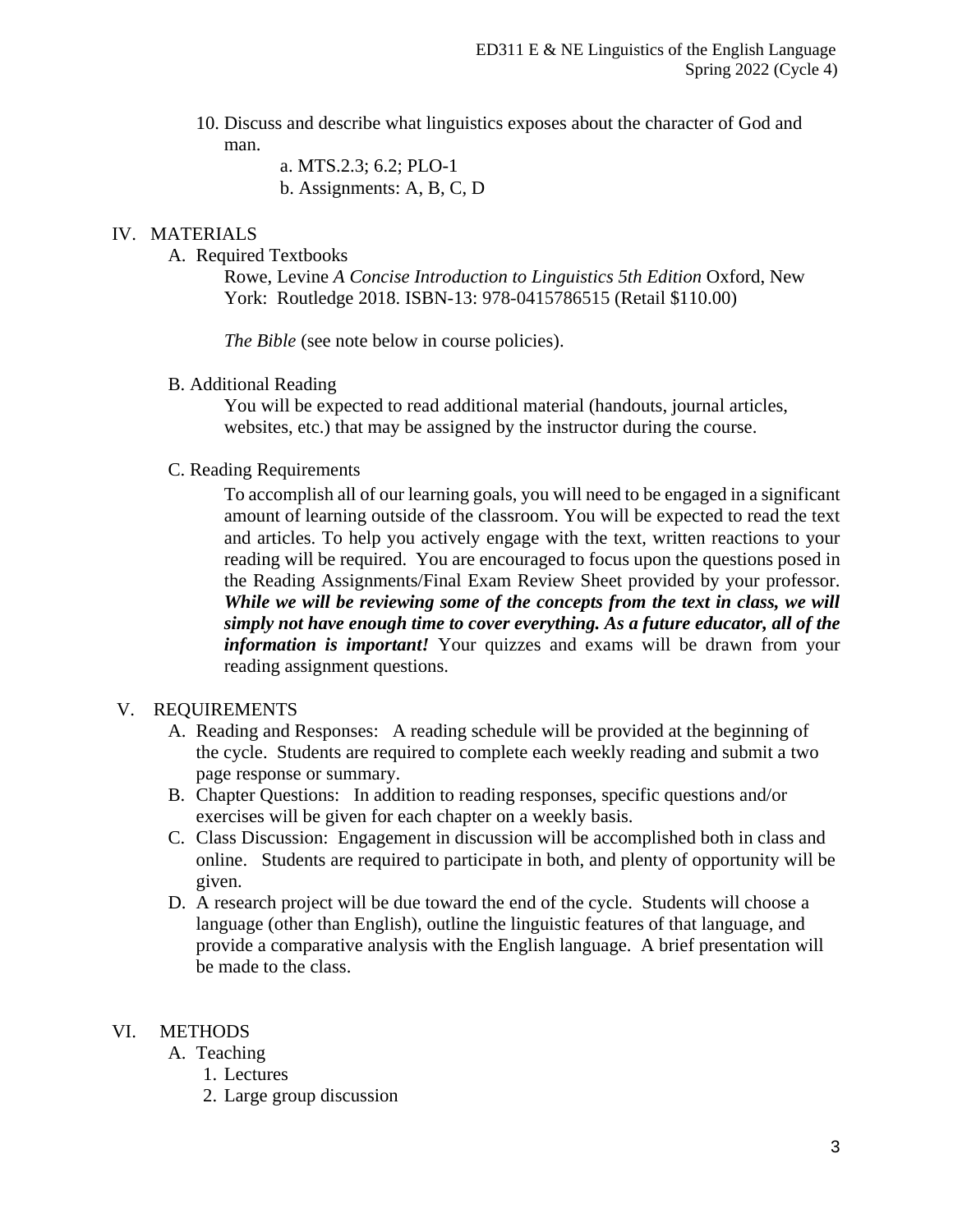10. Discuss and describe what linguistics exposes about the character of God and man.
    a. MTS.2.3; 6.2; PLO-1
    b. Assignments: A, B, C, D

## IV. MATERIALS

### A. Required Textbooks

Rowe, Levine *A Concise Introduction to Linguistics 5th Edition* Oxford, New York: Routledge 2018. ISBN-13: 978-0415786515 (Retail $110.00)

*The Bible* (see note below in course policies).

### B. Additional Reading

You will be expected to read additional material (handouts, journal articles, websites, etc.) that may be assigned by the instructor during the course.

### C. Reading Requirements

To accomplish all of our learning goals, you will need to be engaged in a significant amount of learning outside of the classroom. You will be expected to read the text and articles. To help you actively engage with the text, written reactions to your reading will be required. You are encouraged to focus upon the questions posed in the Reading Assignments/Final Exam Review Sheet provided by your professor. ***While we will be reviewing some of the concepts from the text in class, we will simply not have enough time to cover everything. As a future educator, all of the information is important!*** Your quizzes and exams will be drawn from your reading assignment questions.

## V. REQUIREMENTS

A. Reading and Responses: A reading schedule will be provided at the beginning of the cycle. Students are required to complete each weekly reading and submit a two page response or summary.

B. Chapter Questions: In addition to reading responses, specific questions and/or exercises will be given for each chapter on a weekly basis.

C. Class Discussion: Engagement in discussion will be accomplished both in class and online. Students are required to participate in both, and plenty of opportunity will be given.

D. A research project will be due toward the end of the cycle. Students will choose a language (other than English), outline the linguistic features of that language, and provide a comparative analysis with the English language. A brief presentation will be made to the class.

## VI. METHODS

### A. Teaching

1. Lectures
2. Large group discussion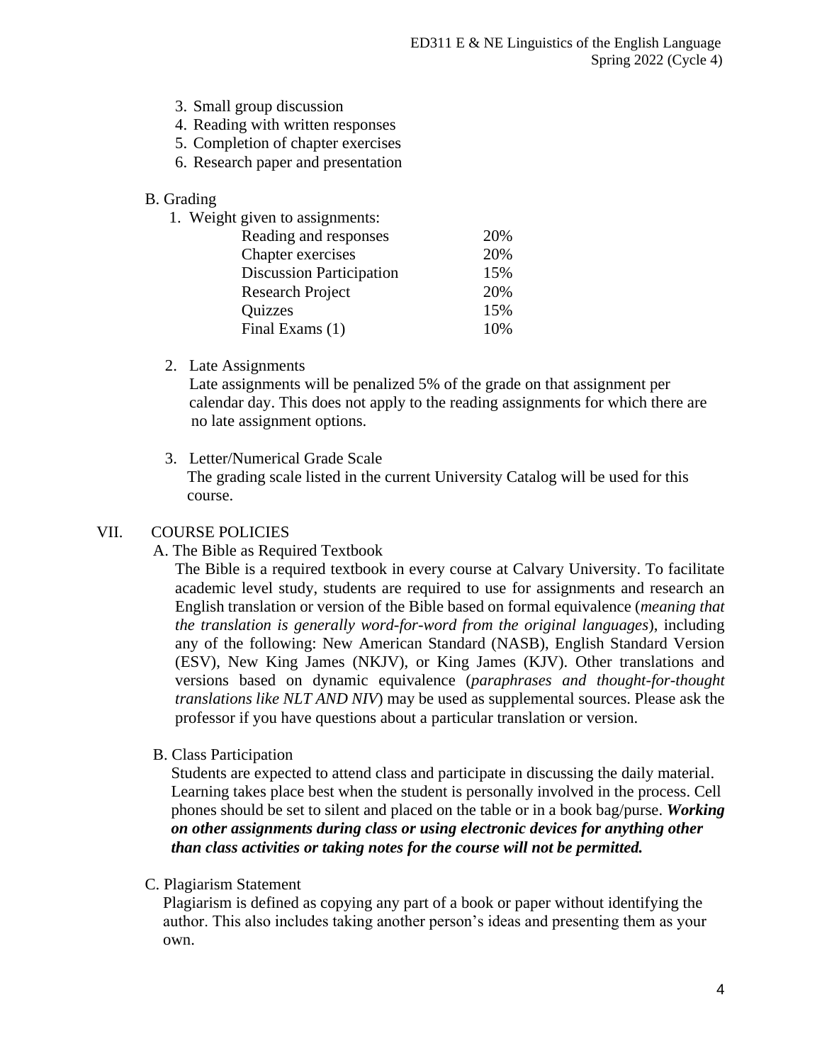3. Small group discussion
4. Reading with written responses
5. Completion of chapter exercises
6. Research paper and presentation

B. Grading

1. Weight given to assignments:

| Assignment | Weight |
| --- | --- |
| Reading and responses | 20% |
| Chapter exercises | 20% |
| Discussion Participation | 15% |
| Research Project | 20% |
| Quizzes | 15% |
| Final Exams (1) | 10% |

2. Late Assignments

   Late assignments will be penalized 5% of the grade on that assignment per calendar day. This does not apply to the reading assignments for which there are no late assignment options.

3. Letter/Numerical Grade Scale

   The grading scale listed in the current University Catalog will be used for this course.

## VII. COURSE POLICIES

### A. The Bible as Required Textbook

The Bible is a required textbook in every course at Calvary University. To facilitate academic level study, students are required to use for assignments and research an English translation or version of the Bible based on formal equivalence (*meaning that the translation is generally word-for-word from the original languages*), including any of the following: New American Standard (NASB), English Standard Version (ESV), New King James (NKJV), or King James (KJV). Other translations and versions based on dynamic equivalence (*paraphrases and thought-for-thought translations like NLT AND NIV*) may be used as supplemental sources. Please ask the professor if you have questions about a particular translation or version.

### B. Class Participation

Students are expected to attend class and participate in discussing the daily material. Learning takes place best when the student is personally involved in the process. Cell phones should be set to silent and placed on the table or in a book bag/purse. ***Working on other assignments during class or using electronic devices for anything other than class activities or taking notes for the course will not be permitted.***

### C. Plagiarism Statement

Plagiarism is defined as copying any part of a book or paper without identifying the author. This also includes taking another person's ideas and presenting them as your own.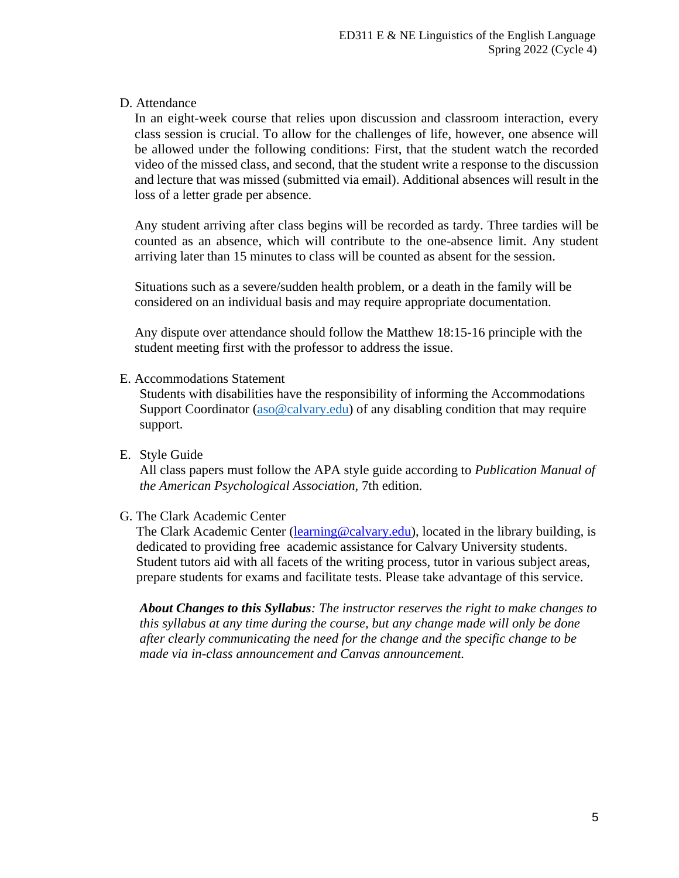D. Attendance

In an eight-week course that relies upon discussion and classroom interaction, every class session is crucial. To allow for the challenges of life, however, one absence will be allowed under the following conditions: First, that the student watch the recorded video of the missed class, and second, that the student write a response to the discussion and lecture that was missed (submitted via email). Additional absences will result in the loss of a letter grade per absence.

Any student arriving after class begins will be recorded as tardy. Three tardies will be counted as an absence, which will contribute to the one-absence limit. Any student arriving later than 15 minutes to class will be counted as absent for the session.

Situations such as a severe/sudden health problem, or a death in the family will be considered on an individual basis and may require appropriate documentation.

Any dispute over attendance should follow the Matthew 18:15-16 principle with the student meeting first with the professor to address the issue.

E. Accommodations Statement

Students with disabilities have the responsibility of informing the Accommodations Support Coordinator (aso@calvary.edu) of any disabling condition that may require support.

E. Style Guide

All class papers must follow the APA style guide according to *Publication Manual of the American Psychological Association,* 7th edition.

G. The Clark Academic Center

The Clark Academic Center (learning@calvary.edu), located in the library building, is dedicated to providing free academic assistance for Calvary University students. Student tutors aid with all facets of the writing process, tutor in various subject areas, prepare students for exams and facilitate tests. Please take advantage of this service.

***About Changes to this Syllabus****: The instructor reserves the right to make changes to this syllabus at any time during the course, but any change made will only be done after clearly communicating the need for the change and the specific change to be made via in-class announcement and Canvas announcement.*